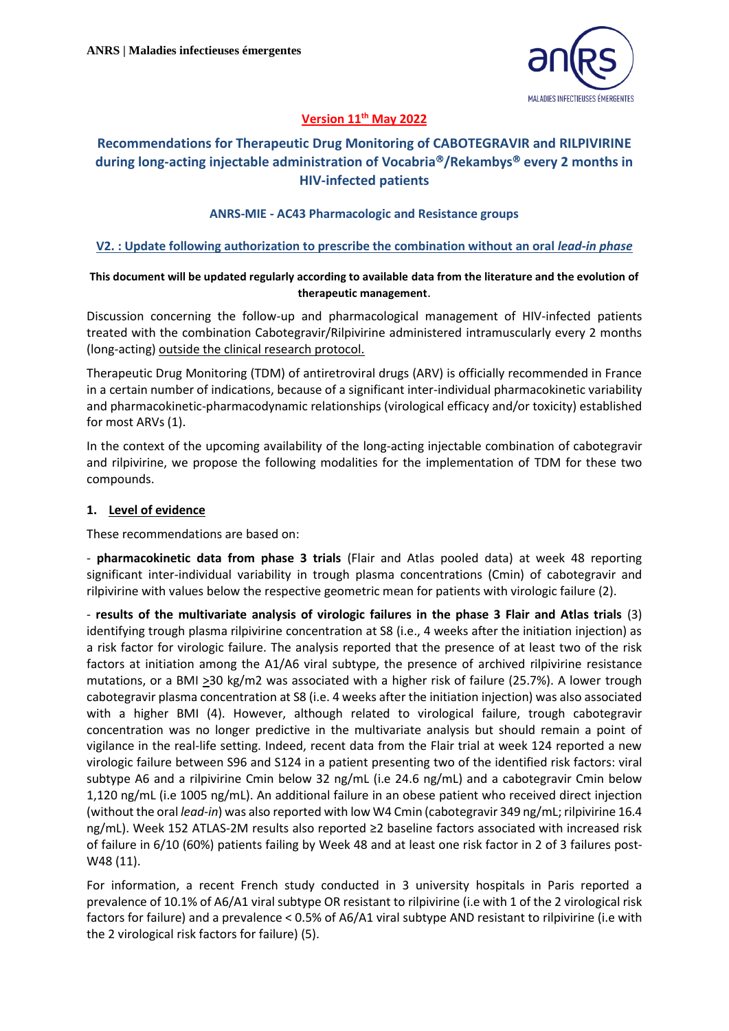ANRS | Maladies infectieuses émergentes

**Version 11th May 2022**

# Recommendations for Therapeutic Drug Monitoring of CABOTEGRAVIR and RILPIVIRINE during long-acting injectable administration of Vocabria®/Rekambys® every 2 months in HIV-infected patients

### ANRS-MIE - AC43 Pharmacologic and Resistance groups

**V2. : Update following authorization to prescribe the combination without an oral *lead-in phase***

**This document will be updated regularly according to available data from the literature and the evolution of therapeutic management.**

Discussion concerning the follow-up and pharmacological management of HIV-infected patients treated with the combination Cabotegravir/Rilpivirine administered intramuscularly every 2 months (long-acting) outside the clinical research protocol.

Therapeutic Drug Monitoring (TDM) of antiretroviral drugs (ARV) is officially recommended in France in a certain number of indications, because of a significant inter-individual pharmacokinetic variability and pharmacokinetic-pharmacodynamic relationships (virological efficacy and/or toxicity) established for most ARVs (1).

In the context of the upcoming availability of the long-acting injectable combination of cabotegravir and rilpivirine, we propose the following modalities for the implementation of TDM for these two compounds.

## 1. Level of evidence

These recommendations are based on:

- **pharmacokinetic data from phase 3 trials** (Flair and Atlas pooled data) at week 48 reporting significant inter-individual variability in trough plasma concentrations (Cmin) of cabotegravir and rilpivirine with values below the respective geometric mean for patients with virologic failure (2).

- **results of the multivariate analysis of virologic failures in the phase 3 Flair and Atlas trials** (3) identifying trough plasma rilpivirine concentration at S8 (i.e., 4 weeks after the initiation injection) as a risk factor for virologic failure. The analysis reported that the presence of at least two of the risk factors at initiation among the A1/A6 viral subtype, the presence of archived rilpivirine resistance mutations, or a BMI $\geq$30 kg/m2 was associated with a higher risk of failure (25.7%). A lower trough cabotegravir plasma concentration at S8 (i.e. 4 weeks after the initiation injection) was also associated with a higher BMI (4). However, although related to virological failure, trough cabotegravir concentration was no longer predictive in the multivariate analysis but should remain a point of vigilance in the real-life setting. Indeed, recent data from the Flair trial at week 124 reported a new virologic failure between S96 and S124 in a patient presenting two of the identified risk factors: viral subtype A6 and a rilpivirine Cmin below 32 ng/mL (i.e 24.6 ng/mL) and a cabotegravir Cmin below 1,120 ng/mL (i.e 1005 ng/mL). An additional failure in an obese patient who received direct injection (without the oral *lead-in*) was also reported with low W4 Cmin (cabotegravir 349 ng/mL; rilpivirine 16.4 ng/mL). Week 152 ATLAS-2M results also reported ≥2 baseline factors associated with increased risk of failure in 6/10 (60%) patients failing by Week 48 and at least one risk factor in 2 of 3 failures post-W48 (11).

For information, a recent French study conducted in 3 university hospitals in Paris reported a prevalence of 10.1% of A6/A1 viral subtype OR resistant to rilpivirine (i.e with 1 of the 2 virological risk factors for failure) and a prevalence < 0.5% of A6/A1 viral subtype AND resistant to rilpivirine (i.e with the 2 virological risk factors for failure) (5).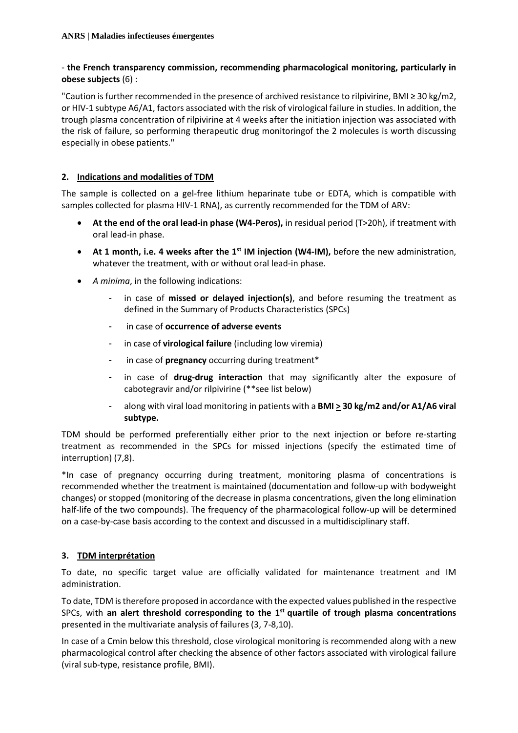- **the French transparency commission, recommending pharmacological monitoring, particularly in obese subjects** (6) :

"Caution is further recommended in the presence of archived resistance to rilpivirine, BMI ≥ 30 kg/m2, or HIV-1 subtype A6/A1, factors associated with the risk of virological failure in studies. In addition, the trough plasma concentration of rilpivirine at 4 weeks after the initiation injection was associated with the risk of failure, so performing therapeutic drug monitoringof the 2 molecules is worth discussing especially in obese patients."

## 2. Indications and modalities of TDM

The sample is collected on a gel-free lithium heparinate tube or EDTA, which is compatible with samples collected for plasma HIV-1 RNA), as currently recommended for the TDM of ARV:

- **At the end of the oral lead-in phase (W4-Peros),** in residual period (T>20h), if treatment with oral lead-in phase.
- **At 1 month, i.e. 4 weeks after the 1st IM injection (W4-IM),** before the new administration, whatever the treatment, with or without oral lead-in phase.
- *A minima*, in the following indications:
  - in case of **missed or delayed injection(s)**, and before resuming the treatment as defined in the Summary of Products Characteristics (SPCs)
  - in case of **occurrence of adverse events**
  - in case of **virological failure** (including low viremia)
  - in case of **pregnancy** occurring during treatment*
  - in case of **drug-drug interaction** that may significantly alter the exposure of cabotegravir and/or rilpivirine (**see list below)
  - along with viral load monitoring in patients with a **BMI ≥ 30 kg/m2 and/or A1/A6 viral subtype.**

TDM should be performed preferentially either prior to the next injection or before re-starting treatment as recommended in the SPCs for missed injections (specify the estimated time of interruption) (7,8).

*In case of pregnancy occurring during treatment, monitoring plasma of concentrations is recommended whether the treatment is maintained (documentation and follow-up with bodyweight changes) or stopped (monitoring of the decrease in plasma concentrations, given the long elimination half-life of the two compounds). The frequency of the pharmacological follow-up will be determined on a case-by-case basis according to the context and discussed in a multidisciplinary staff.

## 3. TDM interprétation

To date, no specific target value are officially validated for maintenance treatment and IM administration.

To date, TDM is therefore proposed in accordance with the expected values published in the respective SPCs, with **an alert threshold corresponding to the 1st quartile of trough plasma concentrations** presented in the multivariate analysis of failures (3, 7-8,10).

In case of a Cmin below this threshold, close virological monitoring is recommended along with a new pharmacological control after checking the absence of other factors associated with virological failure (viral sub-type, resistance profile, BMI).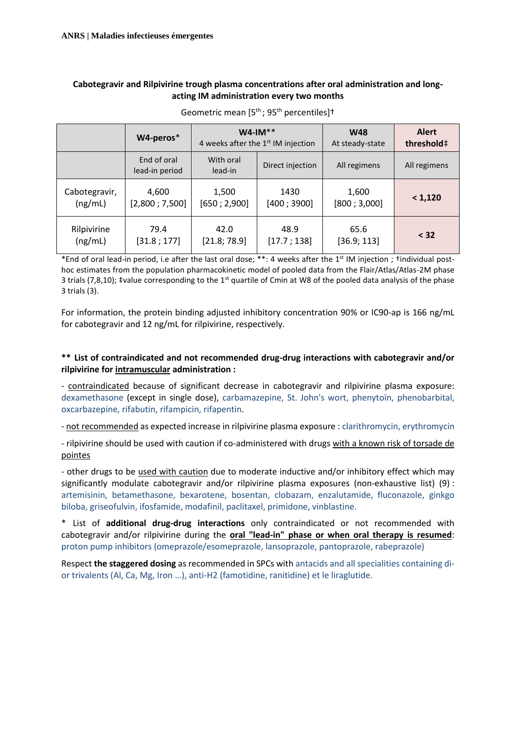**Cabotegravir and Rilpivirine trough plasma concentrations after oral administration and long-acting IM administration every two months**

Geometric mean [5th ; 95th percentiles]†

| | W4-peros* | W4-IM** 4 weeks after the 1st IM injection | | W48 At steady-state | Alert threshold‡ |
|---|---|---|---|---|---|
| | End of oral lead-in period | With oral lead-in | Direct injection | All regimens | All regimens |
| Cabotegravir, (ng/mL) | 4,600 [2,800 ; 7,500] | 1,500 [650 ; 2,900] | 1430 [400 ; 3900] | 1,600 [800 ; 3,000] | **< 1,120** |
| Rilpivirine (ng/mL) | 79.4 [31.8 ; 177] | 42.0 [21.8; 78.9] | 48.9 [17.7 ; 138] | 65.6 [36.9; 113] | **< 32** |

*End of oral lead-in period, i.e after the last oral dose; **: 4 weeks after the 1st IM injection ; †individual post-hoc estimates from the population pharmacokinetic model of pooled data from the Flair/Atlas/Atlas-2M phase 3 trials (7,8,10); ‡value corresponding to the 1st quartile of Cmin at W8 of the pooled data analysis of the phase 3 trials (3).

For information, the protein binding adjusted inhibitory concentration 90% or IC90-ap is 166 ng/mL for cabotegravir and 12 ng/mL for rilpivirine, respectively.

**** List of contraindicated and not recommended drug-drug interactions with cabotegravir and/or rilpivirine for intramuscular administration :**

- contraindicated because of significant decrease in cabotegravir and rilpivirine plasma exposure: dexamethasone (except in single dose), carbamazepine, St. John's wort, phenytoïn, phenobarbital, oxcarbazepine, rifabutin, rifampicin, rifapentin.

- not recommended as expected increase in rilpivirine plasma exposure : clarithromycin, erythromycin

- rilpivirine should be used with caution if co-administered with drugs with a known risk of torsade de pointes

- other drugs to be used with caution due to moderate inductive and/or inhibitory effect which may significantly modulate cabotegravir and/or rilpivirine plasma exposures (non-exhaustive list) (9) : artemisinin, betamethasone, bexarotene, bosentan, clobazam, enzalutamide, fluconazole, ginkgo biloba, griseofulvin, ifosfamide, modafinil, paclitaxel, primidone, vinblastine.

* List of **additional drug-drug interactions** only contraindicated or not recommended with cabotegravir and/or rilpivirine during the **oral "lead-in" phase or when oral therapy is resumed**: proton pump inhibitors (omeprazole/esomeprazole, lansoprazole, pantoprazole, rabeprazole)

Respect **the staggered dosing** as recommended in SPCs with antacids and all specialities containing di- or trivalents (Al, Ca, Mg, Iron …), anti-H2 (famotidine, ranitidine) et le liraglutide.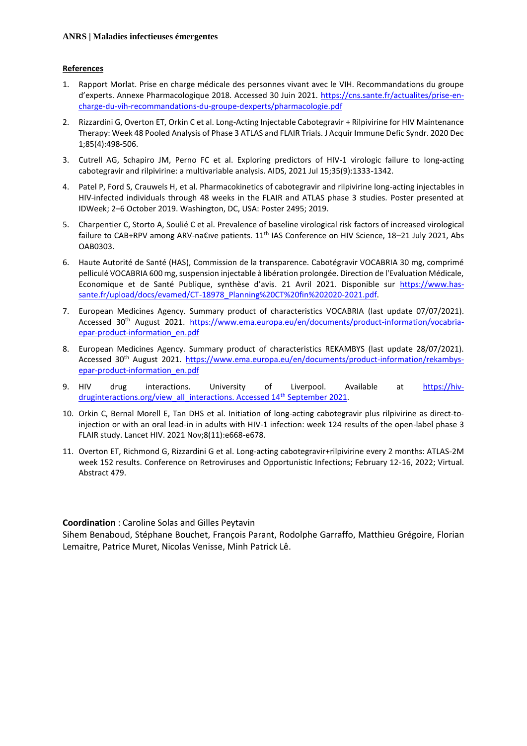**References**

1. Rapport Morlat. Prise en charge médicale des personnes vivant avec le VIH. Recommandations du groupe d'experts. Annexe Pharmacologique 2018. Accessed 30 Juin 2021. https://cns.sante.fr/actualites/prise-en-charge-du-vih-recommandations-du-groupe-dexperts/pharmacologie.pdf

2. Rizzardini G, Overton ET, Orkin C et al. Long-Acting Injectable Cabotegravir + Rilpivirine for HIV Maintenance Therapy: Week 48 Pooled Analysis of Phase 3 ATLAS and FLAIR Trials. J Acquir Immune Defic Syndr. 2020 Dec 1;85(4):498-506.

3. Cutrell AG, Schapiro JM, Perno FC et al. Exploring predictors of HIV-1 virologic failure to long-acting cabotegravir and rilpivirine: a multivariable analysis. AIDS, 2021 Jul 15;35(9):1333-1342.

4. Patel P, Ford S, Crauwels H, et al. Pharmacokinetics of cabotegravir and rilpivirine long-acting injectables in HIV-infected individuals through 48 weeks in the FLAIR and ATLAS phase 3 studies. Poster presented at IDWeek; 2–6 October 2019. Washington, DC, USA: Poster 2495; 2019.

5. Charpentier C, Storto A, Soulié C et al. Prevalence of baseline virological risk factors of increased virological failure to CAB+RPV among ARV-na€ıve patients. 11th IAS Conference on HIV Science, 18–21 July 2021, Abs OAB0303.

6. Haute Autorité de Santé (HAS), Commission de la transparence. Cabotégravir VOCABRIA 30 mg, comprimé pelliculé VOCABRIA 600 mg, suspension injectable à libération prolongée. Direction de l'Evaluation Médicale, Economique et de Santé Publique, synthèse d'avis. 21 Avril 2021. Disponible sur https://www.has-sante.fr/upload/docs/evamed/CT-18978_Planning%20CT%20fin%202020-2021.pdf.

7. European Medicines Agency. Summary product of characteristics VOCABRIA (last update 07/07/2021). Accessed 30th August 2021. https://www.ema.europa.eu/en/documents/product-information/vocabria-epar-product-information_en.pdf

8. European Medicines Agency. Summary product of characteristics REKAMBYS (last update 28/07/2021). Accessed 30th August 2021. https://www.ema.europa.eu/en/documents/product-information/rekambys-epar-product-information_en.pdf

9. HIV drug interactions. University of Liverpool. Available at https://hiv-druginteractions.org/view_all_interactions. Accessed 14th September 2021.

10. Orkin C, Bernal Morell E, Tan DHS et al. Initiation of long-acting cabotegravir plus rilpivirine as direct-to-injection or with an oral lead-in in adults with HIV-1 infection: week 124 results of the open-label phase 3 FLAIR study. Lancet HIV. 2021 Nov;8(11):e668-e678.

11. Overton ET, Richmond G, Rizzardini G et al. Long-acting cabotegravir+rilpivirine every 2 months: ATLAS-2M week 152 results. Conference on Retroviruses and Opportunistic Infections; February 12-16, 2022; Virtual. Abstract 479.

**Coordination** : Caroline Solas and Gilles Peytavin
Sihem Benaboud, Stéphane Bouchet, François Parant, Rodolphe Garraffo, Matthieu Grégoire, Florian Lemaitre, Patrice Muret, Nicolas Venisse, Minh Patrick Lê.